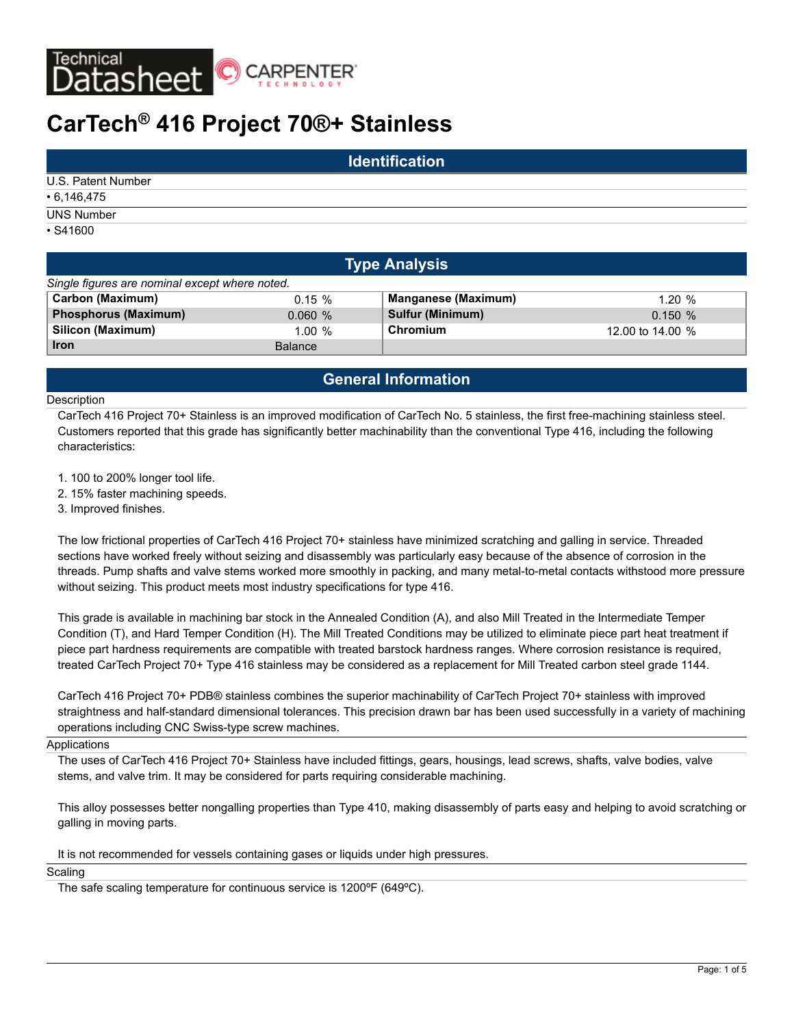# CarTech® 416 Project 70®+ Stainless

## Identification

U.S. Patent Number

- 6,146,475

UNS Number

- S41600

## Type Analysis

*Single figures are nominal except where noted.*

| | | | |
|---|---|---|---|
| **Carbon (Maximum)** | 0.15 % | **Manganese (Maximum)** | 1.20 % |
| **Phosphorus (Maximum)** | 0.060 % | **Sulfur (Minimum)** | 0.150 % |
| **Silicon (Maximum)** | 1.00 % | **Chromium** | 12.00 to 14.00 % |
| **Iron** | Balance | | |

## General Information

### Description

CarTech 416 Project 70+ Stainless is an improved modification of CarTech No. 5 stainless, the first free-machining stainless steel. Customers reported that this grade has significantly better machinability than the conventional Type 416, including the following characteristics:

1. 100 to 200% longer tool life.
2. 15% faster machining speeds.
3. Improved finishes.

The low frictional properties of CarTech 416 Project 70+ stainless have minimized scratching and galling in service. Threaded sections have worked freely without seizing and disassembly was particularly easy because of the absence of corrosion in the threads. Pump shafts and valve stems worked more smoothly in packing, and many metal-to-metal contacts withstood more pressure without seizing. This product meets most industry specifications for type 416.

This grade is available in machining bar stock in the Annealed Condition (A), and also Mill Treated in the Intermediate Temper Condition (T), and Hard Temper Condition (H). The Mill Treated Conditions may be utilized to eliminate piece part heat treatment if piece part hardness requirements are compatible with treated barstock hardness ranges. Where corrosion resistance is required, treated CarTech Project 70+ Type 416 stainless may be considered as a replacement for Mill Treated carbon steel grade 1144.

CarTech 416 Project 70+ PDB® stainless combines the superior machinability of CarTech Project 70+ stainless with improved straightness and half-standard dimensional tolerances. This precision drawn bar has been used successfully in a variety of machining operations including CNC Swiss-type screw machines.

### Applications

The uses of CarTech 416 Project 70+ Stainless have included fittings, gears, housings, lead screws, shafts, valve bodies, valve stems, and valve trim. It may be considered for parts requiring considerable machining.

This alloy possesses better nongalling properties than Type 410, making disassembly of parts easy and helping to avoid scratching or galling in moving parts.

It is not recommended for vessels containing gases or liquids under high pressures.

### Scaling

The safe scaling temperature for continuous service is 1200ºF (649ºC).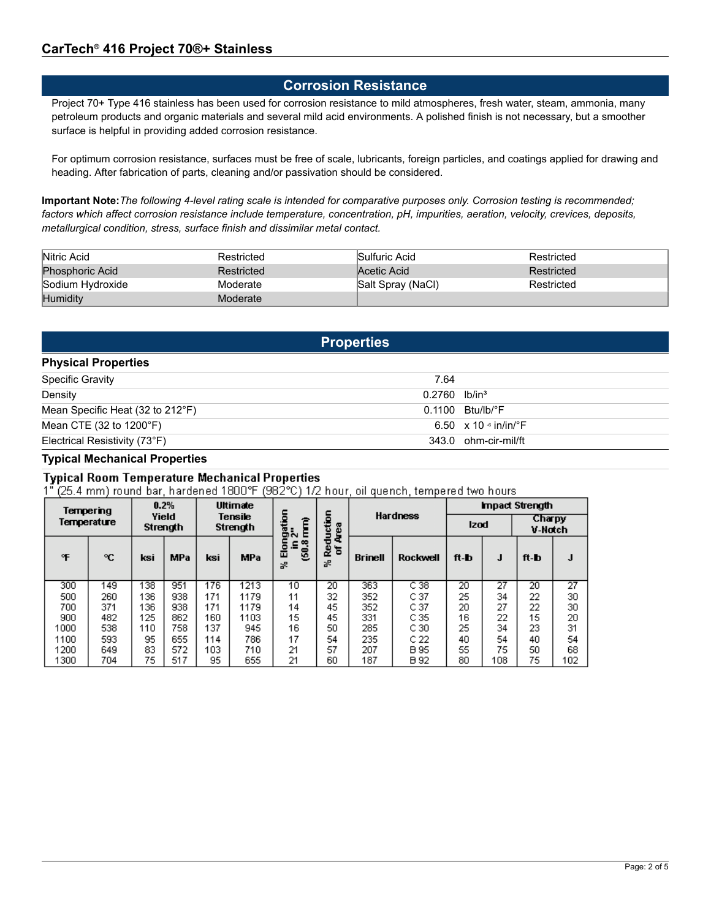## Corrosion Resistance

Project 70+ Type 416 stainless has been used for corrosion resistance to mild atmospheres, fresh water, steam, ammonia, many petroleum products and organic materials and several mild acid environments. A polished finish is not necessary, but a smoother surface is helpful in providing added corrosion resistance.

For optimum corrosion resistance, surfaces must be free of scale, lubricants, foreign particles, and coatings applied for drawing and heading. After fabrication of parts, cleaning and/or passivation should be considered.

**Important Note:** *The following 4-level rating scale is intended for comparative purposes only. Corrosion testing is recommended; factors which affect corrosion resistance include temperature, concentration, pH, impurities, aeration, velocity, crevices, deposits, metallurgical condition, stress, surface finish and dissimilar metal contact.*

| | | | |
|---|---|---|---|
| Nitric Acid | Restricted | Sulfuric Acid | Restricted |
| Phosphoric Acid | Restricted | Acetic Acid | Restricted |
| Sodium Hydroxide | Moderate | Salt Spray (NaCl) | Restricted |
| Humidity | Moderate | | |

## Properties

### Physical Properties

| | | |
|---|---|---|
| Specific Gravity | 7.64 | |
| Density | 0.2760 | lb/in³ |
| Mean Specific Heat (32 to 212°F) | 0.1100 | Btu/lb/°F |
| Mean CTE (32 to 1200°F) | 6.50 | x 10 $^{-6}$ in/in/°F |
| Electrical Resistivity (73°F) | 343.0 | ohm-cir-mil/ft |

### Typical Mechanical Properties

**Typical Room Temperature Mechanical Properties**

1" (25.4 mm) round bar, hardened 1800°F (982°C) 1/2 hour, oil quench, tempered two hours

| Tempering Temperature | | 0.2% Yield Strength | | Ultimate Tensile Strength | | % Elongation in 2" (50.8 mm) | % Reduction of Area | Hardness | | Impact Strength Izod | | Impact Strength Charpy V-Notch | |
|---|---|---|---|---|---|---|---|---|---|---|---|---|---|
| °F | °C | ksi | MPa | ksi | MPa | | | Brinell | Rockwell | ft-lb | J | ft-lb | J |
| 300 | 149 | 138 | 951 | 176 | 1213 | 10 | 20 | 363 | C 38 | 20 | 27 | 20 | 27 |
| 500 | 260 | 136 | 938 | 171 | 1179 | 11 | 32 | 352 | C 37 | 25 | 34 | 22 | 30 |
| 700 | 371 | 136 | 938 | 171 | 1179 | 14 | 45 | 352 | C 37 | 20 | 27 | 22 | 30 |
| 900 | 482 | 125 | 862 | 160 | 1103 | 15 | 45 | 331 | C 35 | 16 | 22 | 15 | 20 |
| 1000 | 538 | 110 | 758 | 137 | 945 | 16 | 50 | 285 | C 30 | 25 | 34 | 23 | 31 |
| 1100 | 593 | 95 | 655 | 114 | 786 | 17 | 54 | 235 | C 22 | 40 | 54 | 40 | 54 |
| 1200 | 649 | 83 | 572 | 103 | 710 | 21 | 57 | 207 | B 95 | 55 | 75 | 50 | 68 |
| 1300 | 704 | 75 | 517 | 95 | 655 | 21 | 60 | 187 | B 92 | 80 | 108 | 75 | 102 |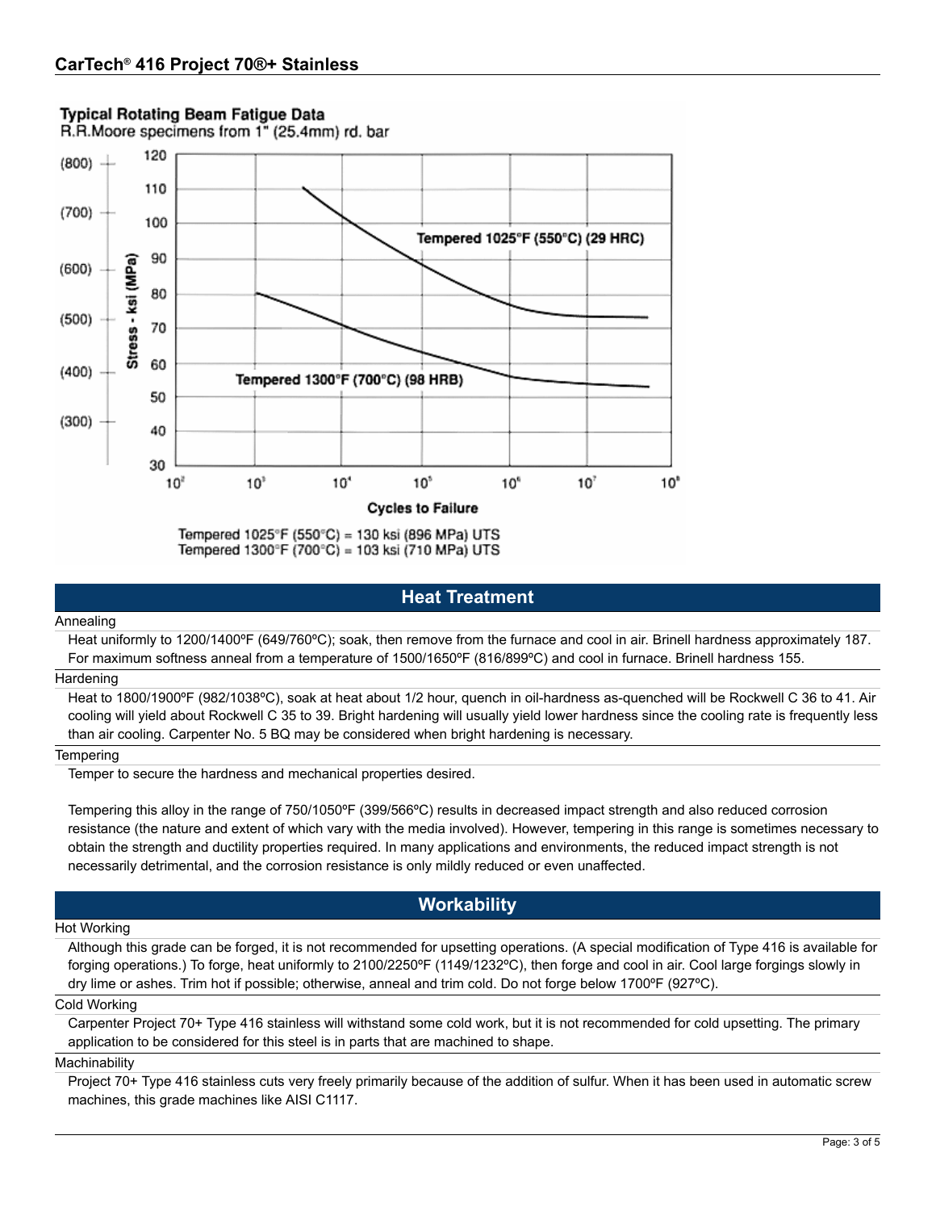**Typical Rotating Beam Fatigue Data**
R.R.Moore specimens from 1" (25.4mm) rd. bar

Tempered 1025°F (550°C) = 130 ksi (896 MPa) UTS
Tempered 1300°F (700°C) = 103 ksi (710 MPa) UTS

## Heat Treatment

### Annealing

Heat uniformly to 1200/1400ºF (649/760ºC); soak, then remove from the furnace and cool in air. Brinell hardness approximately 187. For maximum softness anneal from a temperature of 1500/1650ºF (816/899ºC) and cool in furnace. Brinell hardness 155.

### Hardening

Heat to 1800/1900ºF (982/1038ºC), soak at heat about 1/2 hour, quench in oil-hardness as-quenched will be Rockwell C 36 to 41. Air cooling will yield about Rockwell C 35 to 39. Bright hardening will usually yield lower hardness since the cooling rate is frequently less than air cooling. Carpenter No. 5 BQ may be considered when bright hardening is necessary.

### Tempering

Temper to secure the hardness and mechanical properties desired.

Tempering this alloy in the range of 750/1050ºF (399/566ºC) results in decreased impact strength and also reduced corrosion resistance (the nature and extent of which vary with the media involved). However, tempering in this range is sometimes necessary to obtain the strength and ductility properties required. In many applications and environments, the reduced impact strength is not necessarily detrimental, and the corrosion resistance is only mildly reduced or even unaffected.

## Workability

### Hot Working

Although this grade can be forged, it is not recommended for upsetting operations. (A special modification of Type 416 is available for forging operations.) To forge, heat uniformly to 2100/2250ºF (1149/1232ºC), then forge and cool in air. Cool large forgings slowly in dry lime or ashes. Trim hot if possible; otherwise, anneal and trim cold. Do not forge below 1700ºF (927ºC).

### Cold Working

Carpenter Project 70+ Type 416 stainless will withstand some cold work, but it is not recommended for cold upsetting. The primary application to be considered for this steel is in parts that are machined to shape.

### Machinability

Project 70+ Type 416 stainless cuts very freely primarily because of the addition of sulfur. When it has been used in automatic screw machines, this grade machines like AISI C1117.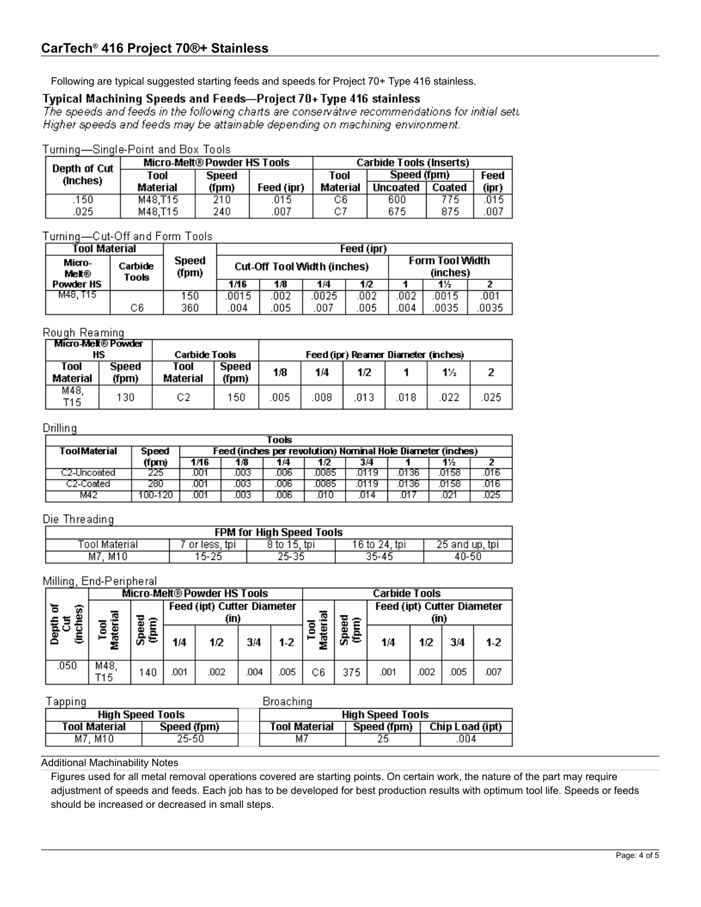## CarTech® 416 Project 70®+ Stainless

Following are typical suggested starting feeds and speeds for Project 70+ Type 416 stainless.

### Typical Machining Speeds and Feeds—Project 70+ Type 416 stainless

*The speeds and feeds in the following charts are conservative recommendations for initial setu*
*Higher speeds and feeds may be attainable depending on machining environment.*

Turning—Single-Point and Box Tools

| Depth of Cut (Inches) | Micro-Melt® Powder HS Tools | | | Carbide Tools (Inserts) | | | |
|---|---|---|---|---|---|---|---|
| | Tool Material | Speed (fpm) | Feed (ipr) | Tool Material | Speed (fpm) Uncoated | Speed (fpm) Coated | Feed (ipr) |
| .150 | M48,T15 | 210 | .015 | C6 | 600 | 775 | .015 |
| .025 | M48,T15 | 240 | .007 | C7 | 675 | 875 | .007 |

Turning—Cut-Off and Form Tools

| Tool Material | | Speed (fpm) | Feed (ipr) | | | | | | |
|---|---|---|---|---|---|---|---|---|---|
| Micro-Melt® Powder HS | Carbide Tools | | Cut-Off Tool Width (inches) | | | | Form Tool Width (inches) | | |
| | | | 1/16 | 1/8 | 1/4 | 1/2 | 1 | 1½ | 2 |
| M48, T15 | | 150 | .0015 | .002 | .0025 | .002 | .002 | .0015 | .001 |
| | C6 | 360 | .004 | .005 | .007 | .005 | .004 | .0035 | .0035 |

Rough Reaming

| Micro-Melt® Powder HS | | Carbide Tools | | Feed (ipr) Reamer Diameter (inches) | | | | | |
|---|---|---|---|---|---|---|---|---|---|
| Tool Material | Speed (fpm) | Tool Material | Speed (fpm) | 1/8 | 1/4 | 1/2 | 1 | 1½ | 2 |
| M48, T15 | 130 | C2 | 150 | .005 | .008 | .013 | .018 | .022 | .025 |

Drilling

| Tools | | | | | | | | | |
|---|---|---|---|---|---|---|---|---|---|
| Tool Material | Speed (fpm) | Feed (inches per revolution) Nominal Hole Diameter (inches) | | | | | | | |
| | | 1/16 | 1/8 | 1/4 | 1/2 | 3/4 | 1 | 1½ | 2 |
| C2-Uncoated | 225 | .001 | .003 | .006 | .0085 | .0119 | .0136 | .0158 | .016 |
| C2-Coated | 280 | .001 | .003 | .006 | .0085 | .0119 | .0136 | .0158 | .016 |
| M42 | 100-120 | .001 | .003 | .006 | .010 | .014 | .017 | .021 | .025 |

Die Threading

| FPM for High Speed Tools | | | | |
|---|---|---|---|---|
| Tool Material | 7 or less, tpi | 8 to 15, tpi | 16 to 24, tpi | 25 and up, tpi |
| M7, M10 | 15-25 | 25-35 | 35-45 | 40-50 |

Milling, End-Peripheral

| Depth of Cut (inches) | Micro-Melt® Powder HS Tools | | | | | | Carbide Tools | | | | | |
|---|---|---|---|---|---|---|---|---|---|---|---|---|
| | Tool Material | Speed (fpm) | Feed (ipt) Cutter Diameter (in) | | | | Tool Material | Speed (fpm) | Feed (ipt) Cutter Diameter (in) | | | |
| | | | 1/4 | 1/2 | 3/4 | 1-2 | | | 1/4 | 1/2 | 3/4 | 1-2 |
| .050 | M48, T15 | 140 | .001 | .002 | .004 | .005 | C6 | 375 | .001 | .002 | .005 | .007 |

Tapping

| High Speed Tools | |
|---|---|
| Tool Material | Speed (fpm) |
| M7, M10 | 25-50 |

Broaching

| High Speed Tools | | |
|---|---|---|
| Tool Material | Speed (fpm) | Chip Load (ipt) |
| M7 | 25 | .004 |

Additional Machinability Notes

Figures used for all metal removal operations covered are starting points. On certain work, the nature of the part may require adjustment of speeds and feeds. Each job has to be developed for best production results with optimum tool life. Speeds or feeds should be increased or decreased in small steps.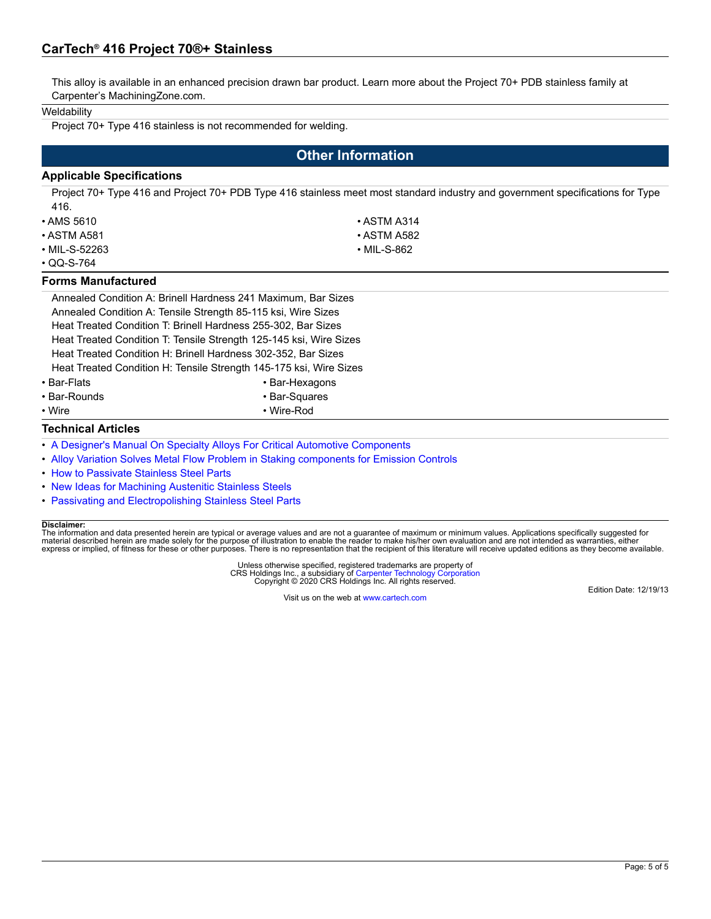This alloy is available in an enhanced precision drawn bar product. Learn more about the Project 70+ PDB stainless family at Carpenter's MachiningZone.com.

Weldability

Project 70+ Type 416 stainless is not recommended for welding.

## Other Information

### Applicable Specifications

Project 70+ Type 416 and Project 70+ PDB Type 416 stainless meet most standard industry and government specifications for Type 416.

- AMS 5610
- ASTM A314
- ASTM A581
- ASTM A582
- MIL-S-52263
- MIL-S-862
- QQ-S-764

### Forms Manufactured

Annealed Condition A: Brinell Hardness 241 Maximum, Bar Sizes
Annealed Condition A: Tensile Strength 85-115 ksi, Wire Sizes
Heat Treated Condition T: Brinell Hardness 255-302, Bar Sizes
Heat Treated Condition T: Tensile Strength 125-145 ksi, Wire Sizes
Heat Treated Condition H: Brinell Hardness 302-352, Bar Sizes
Heat Treated Condition H: Tensile Strength 145-175 ksi, Wire Sizes

- Bar-Flats
- Bar-Hexagons
- Bar-Rounds
- Bar-Squares
- Wire
- Wire-Rod

### Technical Articles

- A Designer's Manual On Specialty Alloys For Critical Automotive Components
- Alloy Variation Solves Metal Flow Problem in Staking components for Emission Controls
- How to Passivate Stainless Steel Parts
- New Ideas for Machining Austenitic Stainless Steels
- Passivating and Electropolishing Stainless Steel Parts

**Disclaimer:**
The information and data presented herein are typical or average values and are not a guarantee of maximum or minimum values. Applications specifically suggested for material described herein are made solely for the purpose of illustration to enable the reader to make his/her own evaluation and are not intended as warranties, either express or implied, of fitness for these or other purposes. There is no representation that the recipient of this literature will receive updated editions as they become available.

Unless otherwise specified, registered trademarks are property of
CRS Holdings Inc., a subsidiary of Carpenter Technology Corporation
Copyright © 2020 CRS Holdings Inc. All rights reserved.

Edition Date: 12/19/13

Visit us on the web at www.cartech.com